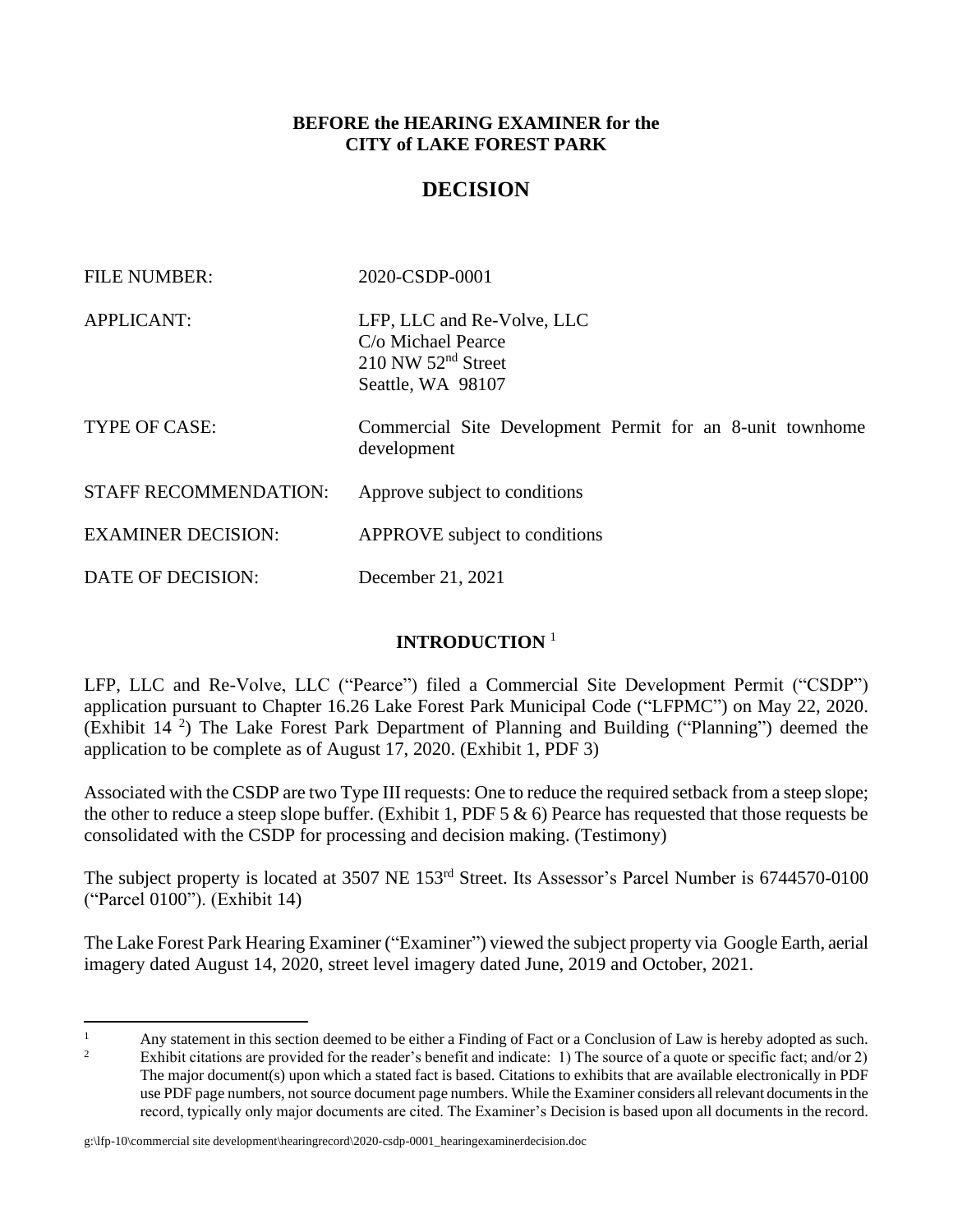**BEFORE the HEARING EXAMINER for the**
**CITY of LAKE FOREST PARK**

# DECISION

FILE NUMBER: 2020-CSDP-0001

APPLICANT: LFP, LLC and Re-Volve, LLC
C/o Michael Pearce
210 NW 52nd Street
Seattle, WA 98107

TYPE OF CASE: Commercial Site Development Permit for an 8-unit townhome development

STAFF RECOMMENDATION: Approve subject to conditions

EXAMINER DECISION: APPROVE subject to conditions

DATE OF DECISION: December 21, 2021

## INTRODUCTION [1]

LFP, LLC and Re-Volve, LLC ("Pearce") filed a Commercial Site Development Permit ("CSDP") application pursuant to Chapter 16.26 Lake Forest Park Municipal Code ("LFPMC") on May 22, 2020. (Exhibit 14 [2]) The Lake Forest Park Department of Planning and Building ("Planning") deemed the application to be complete as of August 17, 2020. (Exhibit 1, PDF 3)

Associated with the CSDP are two Type III requests: One to reduce the required setback from a steep slope; the other to reduce a steep slope buffer. (Exhibit 1, PDF 5 & 6) Pearce has requested that those requests be consolidated with the CSDP for processing and decision making. (Testimony)

The subject property is located at 3507 NE 153rd Street. Its Assessor's Parcel Number is 6744570-0100 ("Parcel 0100"). (Exhibit 14)

The Lake Forest Park Hearing Examiner ("Examiner") viewed the subject property via Google Earth, aerial imagery dated August 14, 2020, street level imagery dated June, 2019 and October, 2021.

---

[1] Any statement in this section deemed to be either a Finding of Fact or a Conclusion of Law is hereby adopted as such.

[2] Exhibit citations are provided for the reader's benefit and indicate: 1) The source of a quote or specific fact; and/or 2) The major document(s) upon which a stated fact is based. Citations to exhibits that are available electronically in PDF use PDF page numbers, not source document page numbers. While the Examiner considers all relevant documents in the record, typically only major documents are cited. The Examiner's Decision is based upon all documents in the record.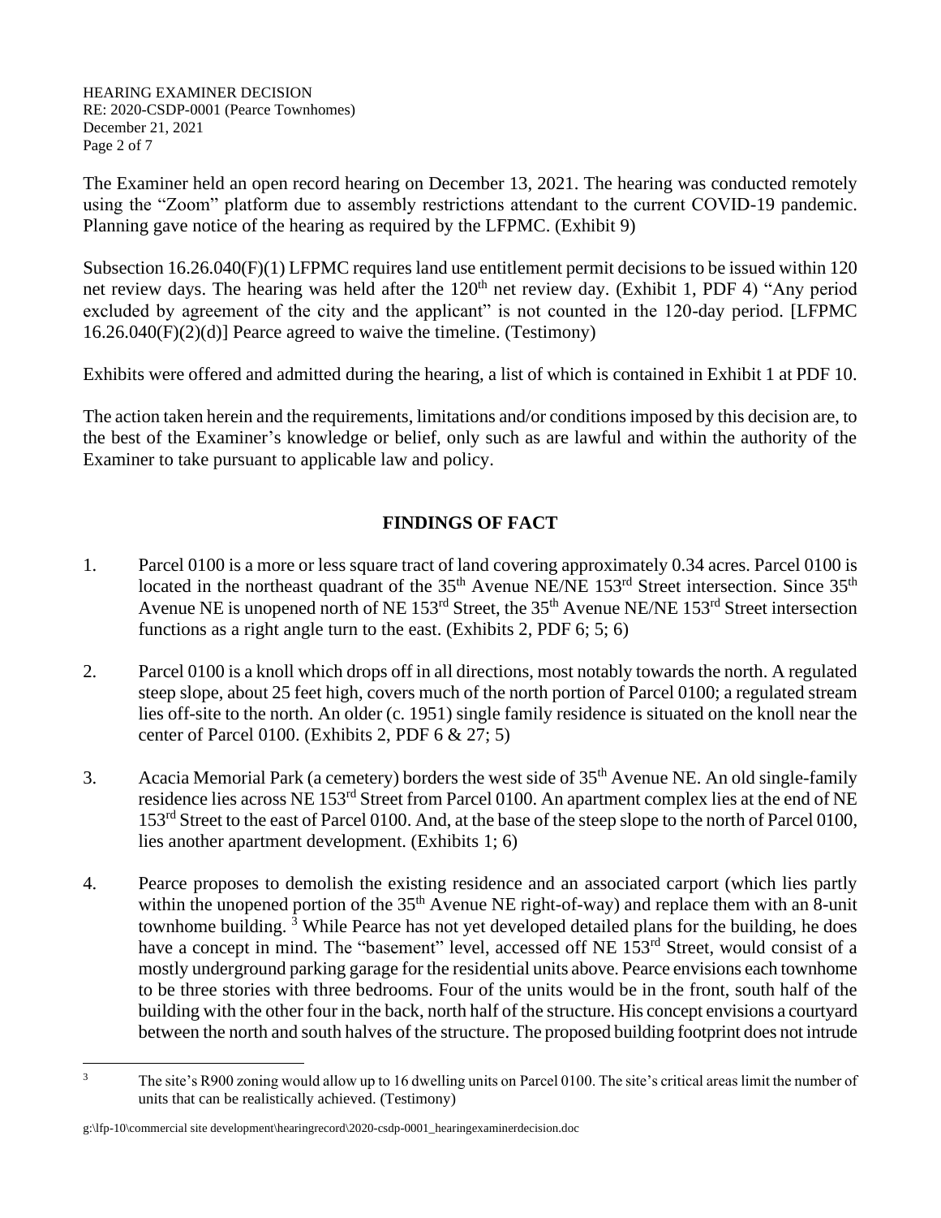The Examiner held an open record hearing on December 13, 2021. The hearing was conducted remotely using the "Zoom" platform due to assembly restrictions attendant to the current COVID-19 pandemic. Planning gave notice of the hearing as required by the LFPMC. (Exhibit 9)

Subsection 16.26.040(F)(1) LFPMC requires land use entitlement permit decisions to be issued within 120 net review days. The hearing was held after the 120th net review day. (Exhibit 1, PDF 4) "Any period excluded by agreement of the city and the applicant" is not counted in the 120-day period. [LFPMC 16.26.040(F)(2)(d)] Pearce agreed to waive the timeline. (Testimony)

Exhibits were offered and admitted during the hearing, a list of which is contained in Exhibit 1 at PDF 10.

The action taken herein and the requirements, limitations and/or conditions imposed by this decision are, to the best of the Examiner's knowledge or belief, only such as are lawful and within the authority of the Examiner to take pursuant to applicable law and policy.

## FINDINGS OF FACT

1. Parcel 0100 is a more or less square tract of land covering approximately 0.34 acres. Parcel 0100 is located in the northeast quadrant of the 35th Avenue NE/NE 153rd Street intersection. Since 35th Avenue NE is unopened north of NE 153rd Street, the 35th Avenue NE/NE 153rd Street intersection functions as a right angle turn to the east. (Exhibits 2, PDF 6; 5; 6)

2. Parcel 0100 is a knoll which drops off in all directions, most notably towards the north. A regulated steep slope, about 25 feet high, covers much of the north portion of Parcel 0100; a regulated stream lies off-site to the north. An older (c. 1951) single family residence is situated on the knoll near the center of Parcel 0100. (Exhibits 2, PDF 6 & 27; 5)

3. Acacia Memorial Park (a cemetery) borders the west side of 35th Avenue NE. An old single-family residence lies across NE 153rd Street from Parcel 0100. An apartment complex lies at the end of NE 153rd Street to the east of Parcel 0100. And, at the base of the steep slope to the north of Parcel 0100, lies another apartment development. (Exhibits 1; 6)

4. Pearce proposes to demolish the existing residence and an associated carport (which lies partly within the unopened portion of the 35th Avenue NE right-of-way) and replace them with an 8-unit townhome building. [3] While Pearce has not yet developed detailed plans for the building, he does have a concept in mind. The "basement" level, accessed off NE 153rd Street, would consist of a mostly underground parking garage for the residential units above. Pearce envisions each townhome to be three stories with three bedrooms. Four of the units would be in the front, south half of the building with the other four in the back, north half of the structure. His concept envisions a courtyard between the north and south halves of the structure. The proposed building footprint does not intrude

---

[3] The site's R900 zoning would allow up to 16 dwelling units on Parcel 0100. The site's critical areas limit the number of units that can be realistically achieved. (Testimony)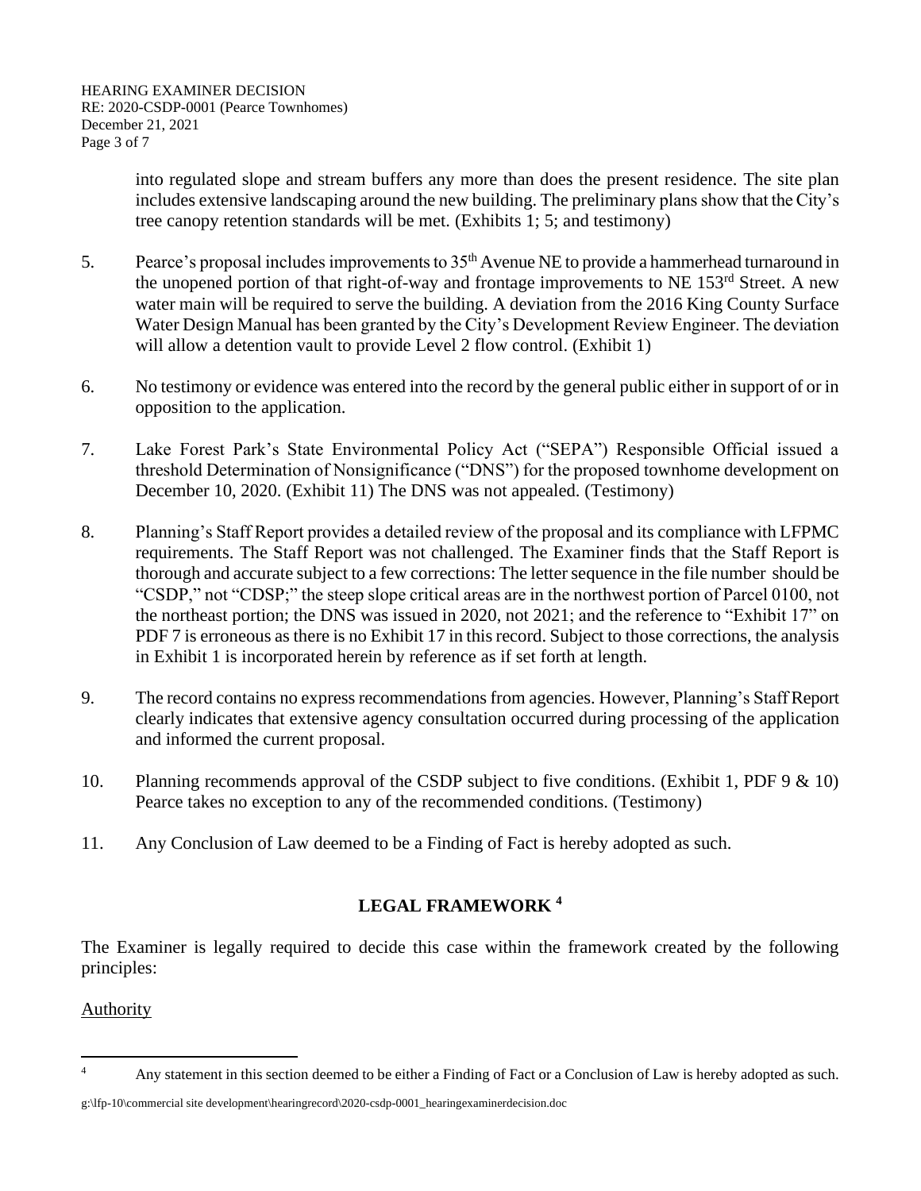into regulated slope and stream buffers any more than does the present residence. The site plan includes extensive landscaping around the new building. The preliminary plans show that the City's tree canopy retention standards will be met. (Exhibits 1; 5; and testimony)

5. Pearce's proposal includes improvements to 35th Avenue NE to provide a hammerhead turnaround in the unopened portion of that right-of-way and frontage improvements to NE 153rd Street. A new water main will be required to serve the building. A deviation from the 2016 King County Surface Water Design Manual has been granted by the City's Development Review Engineer. The deviation will allow a detention vault to provide Level 2 flow control. (Exhibit 1)

6. No testimony or evidence was entered into the record by the general public either in support of or in opposition to the application.

7. Lake Forest Park's State Environmental Policy Act ("SEPA") Responsible Official issued a threshold Determination of Nonsignificance ("DNS") for the proposed townhome development on December 10, 2020. (Exhibit 11) The DNS was not appealed. (Testimony)

8. Planning's Staff Report provides a detailed review of the proposal and its compliance with LFPMC requirements. The Staff Report was not challenged. The Examiner finds that the Staff Report is thorough and accurate subject to a few corrections: The letter sequence in the file number should be "CSDP," not "CDSP;" the steep slope critical areas are in the northwest portion of Parcel 0100, not the northeast portion; the DNS was issued in 2020, not 2021; and the reference to "Exhibit 17" on PDF 7 is erroneous as there is no Exhibit 17 in this record. Subject to those corrections, the analysis in Exhibit 1 is incorporated herein by reference as if set forth at length.

9. The record contains no express recommendations from agencies. However, Planning's Staff Report clearly indicates that extensive agency consultation occurred during processing of the application and informed the current proposal.

10. Planning recommends approval of the CSDP subject to five conditions. (Exhibit 1, PDF 9 & 10) Pearce takes no exception to any of the recommended conditions. (Testimony)

11. Any Conclusion of Law deemed to be a Finding of Fact is hereby adopted as such.

## LEGAL FRAMEWORK [4]

The Examiner is legally required to decide this case within the framework created by the following principles:

Authority

[4] Any statement in this section deemed to be either a Finding of Fact or a Conclusion of Law is hereby adopted as such.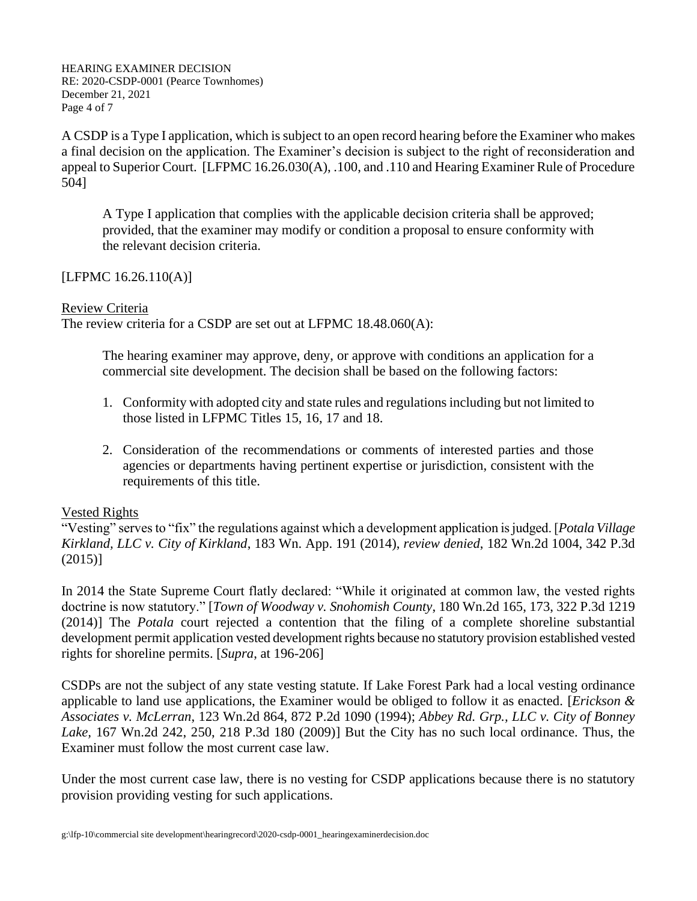A CSDP is a Type I application, which is subject to an open record hearing before the Examiner who makes a final decision on the application. The Examiner's decision is subject to the right of reconsideration and appeal to Superior Court. [LFPMC 16.26.030(A), .100, and .110 and Hearing Examiner Rule of Procedure 504]

> A Type I application that complies with the applicable decision criteria shall be approved; provided, that the examiner may modify or condition a proposal to ensure conformity with the relevant decision criteria.

[LFPMC 16.26.110(A)]

Review Criteria

The review criteria for a CSDP are set out at LFPMC 18.48.060(A):

> The hearing examiner may approve, deny, or approve with conditions an application for a commercial site development. The decision shall be based on the following factors:
>
> 1. Conformity with adopted city and state rules and regulations including but not limited to those listed in LFPMC Titles 15, 16, 17 and 18.
>
> 2. Consideration of the recommendations or comments of interested parties and those agencies or departments having pertinent expertise or jurisdiction, consistent with the requirements of this title.

Vested Rights

"Vesting" serves to "fix" the regulations against which a development application is judged. [*Potala Village Kirkland, LLC v. City of Kirkland*, 183 Wn. App. 191 (2014), *review denied*, 182 Wn.2d 1004, 342 P.3d (2015)]

In 2014 the State Supreme Court flatly declared: "While it originated at common law, the vested rights doctrine is now statutory." [*Town of Woodway v. Snohomish County*, 180 Wn.2d 165, 173, 322 P.3d 1219 (2014)] The *Potala* court rejected a contention that the filing of a complete shoreline substantial development permit application vested development rights because no statutory provision established vested rights for shoreline permits. [*Supra*, at 196-206]

CSDPs are not the subject of any state vesting statute. If Lake Forest Park had a local vesting ordinance applicable to land use applications, the Examiner would be obliged to follow it as enacted. [*Erickson & Associates v. McLerran*, 123 Wn.2d 864, 872 P.2d 1090 (1994); *Abbey Rd. Grp., LLC v. City of Bonney Lake*, 167 Wn.2d 242, 250, 218 P.3d 180 (2009)] But the City has no such local ordinance. Thus, the Examiner must follow the most current case law.

Under the most current case law, there is no vesting for CSDP applications because there is no statutory provision providing vesting for such applications.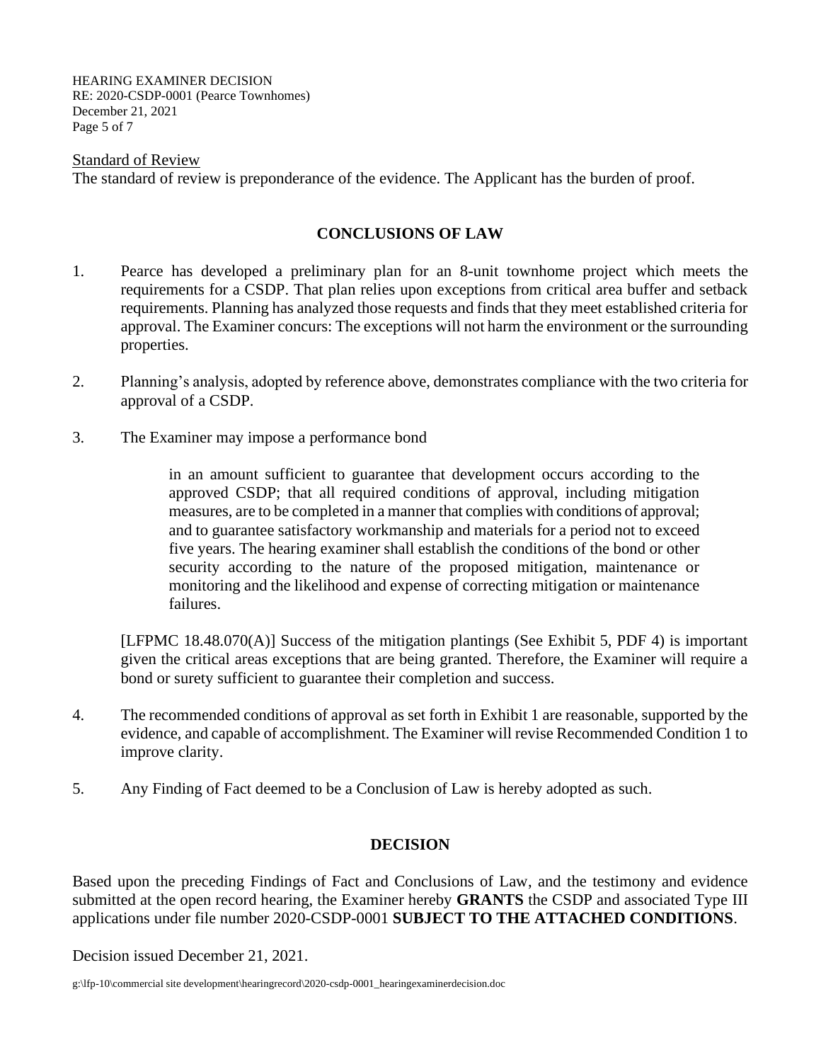Standard of Review

The standard of review is preponderance of the evidence. The Applicant has the burden of proof.

## CONCLUSIONS OF LAW

1. Pearce has developed a preliminary plan for an 8-unit townhome project which meets the requirements for a CSDP. That plan relies upon exceptions from critical area buffer and setback requirements. Planning has analyzed those requests and finds that they meet established criteria for approval. The Examiner concurs: The exceptions will not harm the environment or the surrounding properties.

2. Planning's analysis, adopted by reference above, demonstrates compliance with the two criteria for approval of a CSDP.

3. The Examiner may impose a performance bond

   > in an amount sufficient to guarantee that development occurs according to the approved CSDP; that all required conditions of approval, including mitigation measures, are to be completed in a manner that complies with conditions of approval; and to guarantee satisfactory workmanship and materials for a period not to exceed five years. The hearing examiner shall establish the conditions of the bond or other security according to the nature of the proposed mitigation, maintenance or monitoring and the likelihood and expense of correcting mitigation or maintenance failures.

   [LFPMC 18.48.070(A)] Success of the mitigation plantings (See Exhibit 5, PDF 4) is important given the critical areas exceptions that are being granted. Therefore, the Examiner will require a bond or surety sufficient to guarantee their completion and success.

4. The recommended conditions of approval as set forth in Exhibit 1 are reasonable, supported by the evidence, and capable of accomplishment. The Examiner will revise Recommended Condition 1 to improve clarity.

5. Any Finding of Fact deemed to be a Conclusion of Law is hereby adopted as such.

## DECISION

Based upon the preceding Findings of Fact and Conclusions of Law, and the testimony and evidence submitted at the open record hearing, the Examiner hereby **GRANTS** the CSDP and associated Type III applications under file number 2020-CSDP-0001 **SUBJECT TO THE ATTACHED CONDITIONS**.

Decision issued December 21, 2021.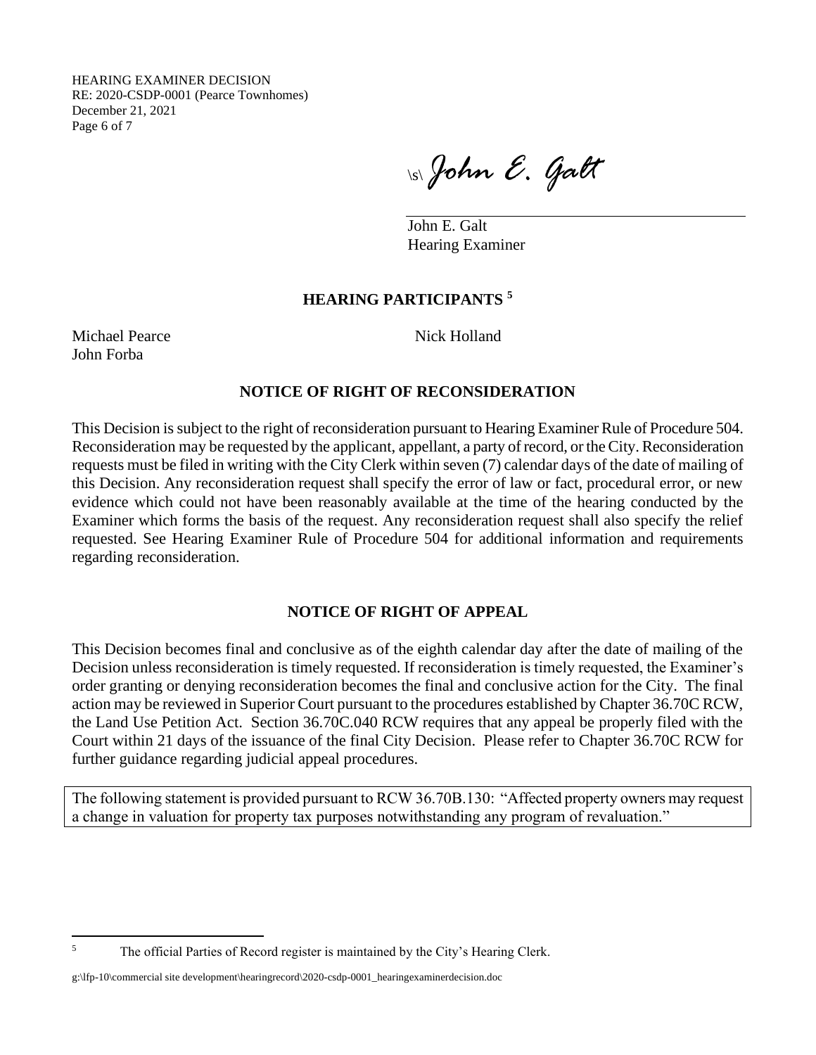\s\ John E. Galt

John E. Galt
Hearing Examiner

## HEARING PARTICIPANTS [5]

Michael Pearce
John Forba
Nick Holland

## NOTICE OF RIGHT OF RECONSIDERATION

This Decision is subject to the right of reconsideration pursuant to Hearing Examiner Rule of Procedure 504. Reconsideration may be requested by the applicant, appellant, a party of record, or the City. Reconsideration requests must be filed in writing with the City Clerk within seven (7) calendar days of the date of mailing of this Decision. Any reconsideration request shall specify the error of law or fact, procedural error, or new evidence which could not have been reasonably available at the time of the hearing conducted by the Examiner which forms the basis of the request. Any reconsideration request shall also specify the relief requested. See Hearing Examiner Rule of Procedure 504 for additional information and requirements regarding reconsideration.

## NOTICE OF RIGHT OF APPEAL

This Decision becomes final and conclusive as of the eighth calendar day after the date of mailing of the Decision unless reconsideration is timely requested. If reconsideration is timely requested, the Examiner's order granting or denying reconsideration becomes the final and conclusive action for the City. The final action may be reviewed in Superior Court pursuant to the procedures established by Chapter 36.70C RCW, the Land Use Petition Act. Section 36.70C.040 RCW requires that any appeal be properly filed with the Court within 21 days of the issuance of the final City Decision. Please refer to Chapter 36.70C RCW for further guidance regarding judicial appeal procedures.

The following statement is provided pursuant to RCW 36.70B.130: "Affected property owners may request a change in valuation for property tax purposes notwithstanding any program of revaluation."

---

[5] The official Parties of Record register is maintained by the City's Hearing Clerk.

g:\lfp-10\commercial site development\hearingrecord\2020-csdp-0001_hearingexaminerdecision.doc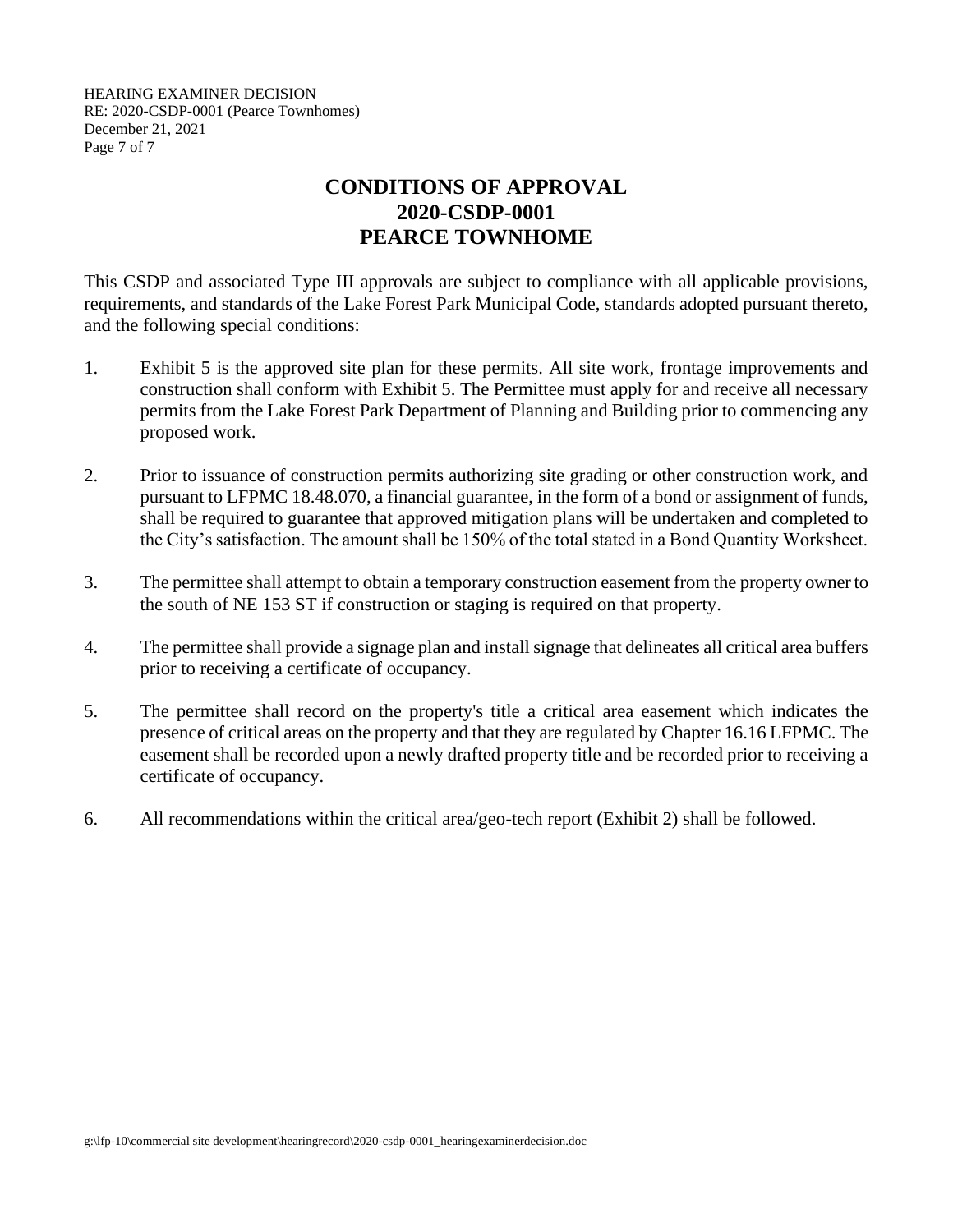# CONDITIONS OF APPROVAL
# 2020-CSDP-0001
# PEARCE TOWNHOME

This CSDP and associated Type III approvals are subject to compliance with all applicable provisions, requirements, and standards of the Lake Forest Park Municipal Code, standards adopted pursuant thereto, and the following special conditions:

1. Exhibit 5 is the approved site plan for these permits. All site work, frontage improvements and construction shall conform with Exhibit 5. The Permittee must apply for and receive all necessary permits from the Lake Forest Park Department of Planning and Building prior to commencing any proposed work.

2. Prior to issuance of construction permits authorizing site grading or other construction work, and pursuant to LFPMC 18.48.070, a financial guarantee, in the form of a bond or assignment of funds, shall be required to guarantee that approved mitigation plans will be undertaken and completed to the City's satisfaction. The amount shall be 150% of the total stated in a Bond Quantity Worksheet.

3. The permittee shall attempt to obtain a temporary construction easement from the property owner to the south of NE 153 ST if construction or staging is required on that property.

4. The permittee shall provide a signage plan and install signage that delineates all critical area buffers prior to receiving a certificate of occupancy.

5. The permittee shall record on the property's title a critical area easement which indicates the presence of critical areas on the property and that they are regulated by Chapter 16.16 LFPMC. The easement shall be recorded upon a newly drafted property title and be recorded prior to receiving a certificate of occupancy.

6. All recommendations within the critical area/geo-tech report (Exhibit 2) shall be followed.